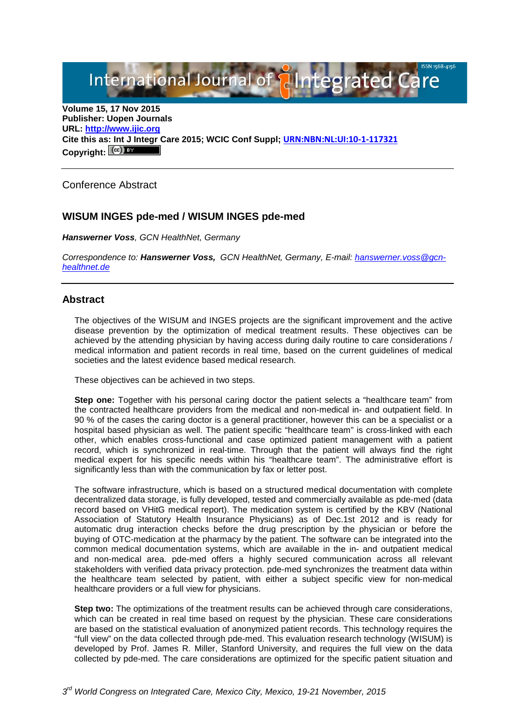**Volume 15, 17 Nov 2015**
**Publisher: Uopen Journals**
**URL: [http://www.ijic.org](http://www.ijic.org)**
**Cite this as: Int J Integr Care 2015; WCIC Conf Suppl; URN:NBN:NL:UI:10-1-117321**
**Copyright:**

---

Conference Abstract

## WISUM INGES pde-med / WISUM INGES pde-med

***Hanswerner Voss**, GCN HealthNet, Germany*

*Correspondence to: **Hanswerner Voss,** GCN HealthNet, Germany, E-mail: hanswerner.voss@gcn-healthnet.de*

---

## Abstract

The objectives of the WISUM and INGES projects are the significant improvement and the active disease prevention by the optimization of medical treatment results. These objectives can be achieved by the attending physician by having access during daily routine to care considerations / medical information and patient records in real time, based on the current guidelines of medical societies and the latest evidence based medical research.

These objectives can be achieved in two steps.

**Step one:** Together with his personal caring doctor the patient selects a "healthcare team" from the contracted healthcare providers from the medical and non-medical in- and outpatient field. In 90 % of the cases the caring doctor is a general practitioner, however this can be a specialist or a hospital based physician as well. The patient specific "healthcare team" is cross-linked with each other, which enables cross-functional and case optimized patient management with a patient record, which is synchronized in real-time. Through that the patient will always find the right medical expert for his specific needs within his "healthcare team". The administrative effort is significantly less than with the communication by fax or letter post.

The software infrastructure, which is based on a structured medical documentation with complete decentralized data storage, is fully developed, tested and commercially available as pde-med (data record based on VHitG medical report). The medication system is certified by the KBV (National Association of Statutory Health Insurance Physicians) as of Dec.1st 2012 and is ready for automatic drug interaction checks before the drug prescription by the physician or before the buying of OTC-medication at the pharmacy by the patient. The software can be integrated into the common medical documentation systems, which are available in the in- and outpatient medical and non-medical area. pde-med offers a highly secured communication across all relevant stakeholders with verified data privacy protection. pde-med synchronizes the treatment data within the healthcare team selected by patient, with either a subject specific view for non-medical healthcare providers or a full view for physicians.

**Step two:** The optimizations of the treatment results can be achieved through care considerations, which can be created in real time based on request by the physician. These care considerations are based on the statistical evaluation of anonymized patient records. This technology requires the "full view" on the data collected through pde-med. This evaluation research technology (WISUM) is developed by Prof. James R. Miller, Stanford University, and requires the full view on the data collected by pde-med. The care considerations are optimized for the specific patient situation and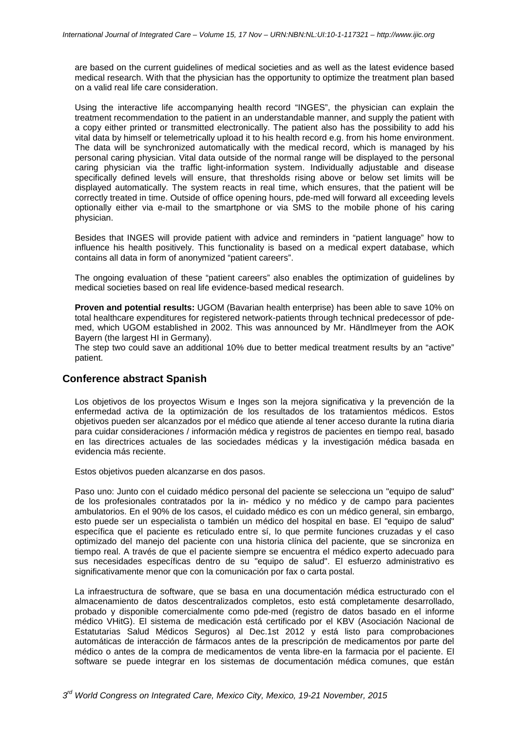are based on the current guidelines of medical societies and as well as the latest evidence based medical research. With that the physician has the opportunity to optimize the treatment plan based on a valid real life care consideration.

Using the interactive life accompanying health record "INGES", the physician can explain the treatment recommendation to the patient in an understandable manner, and supply the patient with a copy either printed or transmitted electronically. The patient also has the possibility to add his vital data by himself or telemetrically upload it to his health record e.g. from his home environment. The data will be synchronized automatically with the medical record, which is managed by his personal caring physician. Vital data outside of the normal range will be displayed to the personal caring physician via the traffic light-information system. Individually adjustable and disease specifically defined levels will ensure, that thresholds rising above or below set limits will be displayed automatically. The system reacts in real time, which ensures, that the patient will be correctly treated in time. Outside of office opening hours, pde-med will forward all exceeding levels optionally either via e-mail to the smartphone or via SMS to the mobile phone of his caring physician.

Besides that INGES will provide patient with advice and reminders in "patient language" how to influence his health positively. This functionality is based on a medical expert database, which contains all data in form of anonymized "patient careers".

The ongoing evaluation of these "patient careers" also enables the optimization of guidelines by medical societies based on real life evidence-based medical research.

**Proven and potential results:** UGOM (Bavarian health enterprise) has been able to save 10% on total healthcare expenditures for registered network-patients through technical predecessor of pde-med, which UGOM established in 2002. This was announced by Mr. Händlmeyer from the AOK Bayern (the largest HI in Germany).

The step two could save an additional 10% due to better medical treatment results by an "active" patient.

## Conference abstract Spanish

Los objetivos de los proyectos Wisum e Inges son la mejora significativa y la prevención de la enfermedad activa de la optimización de los resultados de los tratamientos médicos. Estos objetivos pueden ser alcanzados por el médico que atiende al tener acceso durante la rutina diaria para cuidar consideraciones / información médica y registros de pacientes en tiempo real, basado en las directrices actuales de las sociedades médicas y la investigación médica basada en evidencia más reciente.

Estos objetivos pueden alcanzarse en dos pasos.

Paso uno: Junto con el cuidado médico personal del paciente se selecciona un "equipo de salud" de los profesionales contratados por la in- médico y no médico y de campo para pacientes ambulatorios. En el 90% de los casos, el cuidado médico es con un médico general, sin embargo, esto puede ser un especialista o también un médico del hospital en base. El "equipo de salud" específica que el paciente es reticulado entre sí, lo que permite funciones cruzadas y el caso optimizado del manejo del paciente con una historia clínica del paciente, que se sincroniza en tiempo real. A través de que el paciente siempre se encuentra el médico experto adecuado para sus necesidades específicas dentro de su "equipo de salud". El esfuerzo administrativo es significativamente menor que con la comunicación por fax o carta postal.

La infraestructura de software, que se basa en una documentación médica estructurado con el almacenamiento de datos descentralizados completos, esto está completamente desarrollado, probado y disponible comercialmente como pde-med (registro de datos basado en el informe médico VHitG). El sistema de medicación está certificado por el KBV (Asociación Nacional de Estatutarias Salud Médicos Seguros) al Dec.1st 2012 y está listo para comprobaciones automáticas de interacción de fármacos antes de la prescripción de medicamentos por parte del médico o antes de la compra de medicamentos de venta libre-en la farmacia por el paciente. El software se puede integrar en los sistemas de documentación médica comunes, que están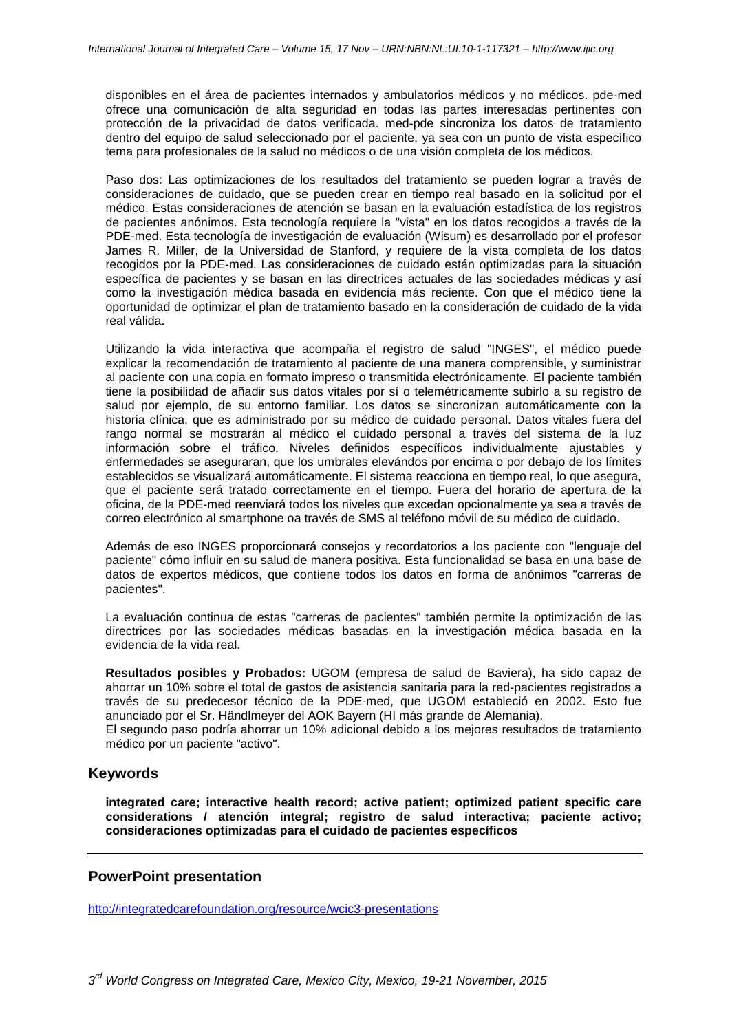disponibles en el área de pacientes internados y ambulatorios médicos y no médicos. pde-med ofrece una comunicación de alta seguridad en todas las partes interesadas pertinentes con protección de la privacidad de datos verificada. med-pde sincroniza los datos de tratamiento dentro del equipo de salud seleccionado por el paciente, ya sea con un punto de vista específico tema para profesionales de la salud no médicos o de una visión completa de los médicos.

Paso dos: Las optimizaciones de los resultados del tratamiento se pueden lograr a través de consideraciones de cuidado, que se pueden crear en tiempo real basado en la solicitud por el médico. Estas consideraciones de atención se basan en la evaluación estadística de los registros de pacientes anónimos. Esta tecnología requiere la "vista" en los datos recogidos a través de la PDE-med. Esta tecnología de investigación de evaluación (Wisum) es desarrollado por el profesor James R. Miller, de la Universidad de Stanford, y requiere de la vista completa de los datos recogidos por la PDE-med. Las consideraciones de cuidado están optimizadas para la situación específica de pacientes y se basan en las directrices actuales de las sociedades médicas y así como la investigación médica basada en evidencia más reciente. Con que el médico tiene la oportunidad de optimizar el plan de tratamiento basado en la consideración de cuidado de la vida real válida.

Utilizando la vida interactiva que acompaña el registro de salud "INGES", el médico puede explicar la recomendación de tratamiento al paciente de una manera comprensible, y suministrar al paciente con una copia en formato impreso o transmitida electrónicamente. El paciente también tiene la posibilidad de añadir sus datos vitales por sí o telemétricamente subirlo a su registro de salud por ejemplo, de su entorno familiar. Los datos se sincronizan automáticamente con la historia clínica, que es administrado por su médico de cuidado personal. Datos vitales fuera del rango normal se mostrarán al médico el cuidado personal a través del sistema de la luz información sobre el tráfico. Niveles definidos específicos individualmente ajustables y enfermedades se aseguraran, que los umbrales elevándos por encima o por debajo de los límites establecidos se visualizará automáticamente. El sistema reacciona en tiempo real, lo que asegura, que el paciente será tratado correctamente en el tiempo. Fuera del horario de apertura de la oficina, de la PDE-med reenviará todos los niveles que excedan opcionalmente ya sea a través de correo electrónico al smartphone oa través de SMS al teléfono móvil de su médico de cuidado.

Además de eso INGES proporcionará consejos y recordatorios a los paciente con "lenguaje del paciente" cómo influir en su salud de manera positiva. Esta funcionalidad se basa en una base de datos de expertos médicos, que contiene todos los datos en forma de anónimos "carreras de pacientes".

La evaluación continua de estas "carreras de pacientes" también permite la optimización de las directrices por las sociedades médicas basadas en la investigación médica basada en la evidencia de la vida real.

**Resultados posibles y Probados:** UGOM (empresa de salud de Baviera), ha sido capaz de ahorrar un 10% sobre el total de gastos de asistencia sanitaria para la red-pacientes registrados a través de su predecesor técnico de la PDE-med, que UGOM estableció en 2002. Esto fue anunciado por el Sr. Händlmeyer del AOK Bayern (HI más grande de Alemania).
El segundo paso podría ahorrar un 10% adicional debido a los mejores resultados de tratamiento médico por un paciente "activo".

## Keywords

**integrated care; interactive health record; active patient; optimized patient specific care considerations / atención integral; registro de salud interactiva; paciente activo; consideraciones optimizadas para el cuidado de pacientes específicos**

## PowerPoint presentation

http://integratedcarefoundation.org/resource/wcic3-presentations